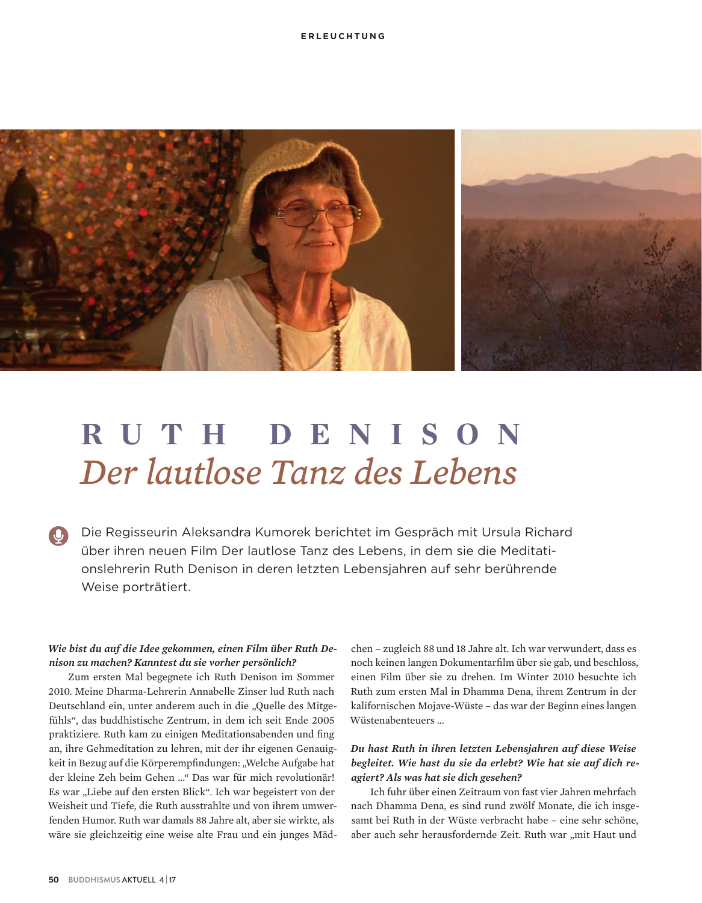# RUTH DENISON
## *Der lautlose Tanz des Lebens*

Die Regisseurin Aleksandra Kumorek berichtet im Gespräch mit Ursula Richard über ihren neuen Film Der lautlose Tanz des Lebens, in dem sie die Meditationslehrerin Ruth Denison in deren letzten Lebensjahren auf sehr berührende Weise porträtiert.

***Wie bist du auf die Idee gekommen, einen Film über Ruth Denison zu machen? Kanntest du sie vorher persönlich?***

Zum ersten Mal begegnete ich Ruth Denison im Sommer 2010. Meine Dharma-Lehrerin Annabelle Zinser lud Ruth nach Deutschland ein, unter anderem auch in die „Quelle des Mitgefühls", das buddhistische Zentrum, in dem ich seit Ende 2005 praktiziere. Ruth kam zu einigen Meditationsabenden und fing an, ihre Gehmeditation zu lehren, mit der ihr eigenen Genauigkeit in Bezug auf die Körperempfindungen: „Welche Aufgabe hat der kleine Zeh beim Gehen ..." Das war für mich revolutionär! Es war „Liebe auf den ersten Blick". Ich war begeistert von der Weisheit und Tiefe, die Ruth ausstrahlte und von ihrem umwerfenden Humor. Ruth war damals 88 Jahre alt, aber sie wirkte, als wäre sie gleichzeitig eine weise alte Frau und ein junges Mädchen – zugleich 88 und 18 Jahre alt. Ich war verwundert, dass es noch keinen langen Dokumentarfilm über sie gab, und beschloss, einen Film über sie zu drehen. Im Winter 2010 besuchte ich Ruth zum ersten Mal in Dhamma Dena, ihrem Zentrum in der kalifornischen Mojave-Wüste – das war der Beginn eines langen Wüstenabenteuers ...

***Du hast Ruth in ihren letzten Lebensjahren auf diese Weise begleitet. Wie hast du sie da erlebt? Wie hat sie auf dich reagiert? Als was hat sie dich gesehen?***

Ich fuhr über einen Zeitraum von fast vier Jahren mehrfach nach Dhamma Dena, es sind rund zwölf Monate, die ich insgesamt bei Ruth in der Wüste verbracht habe – eine sehr schöne, aber auch sehr herausfordernde Zeit. Ruth war „mit Haut und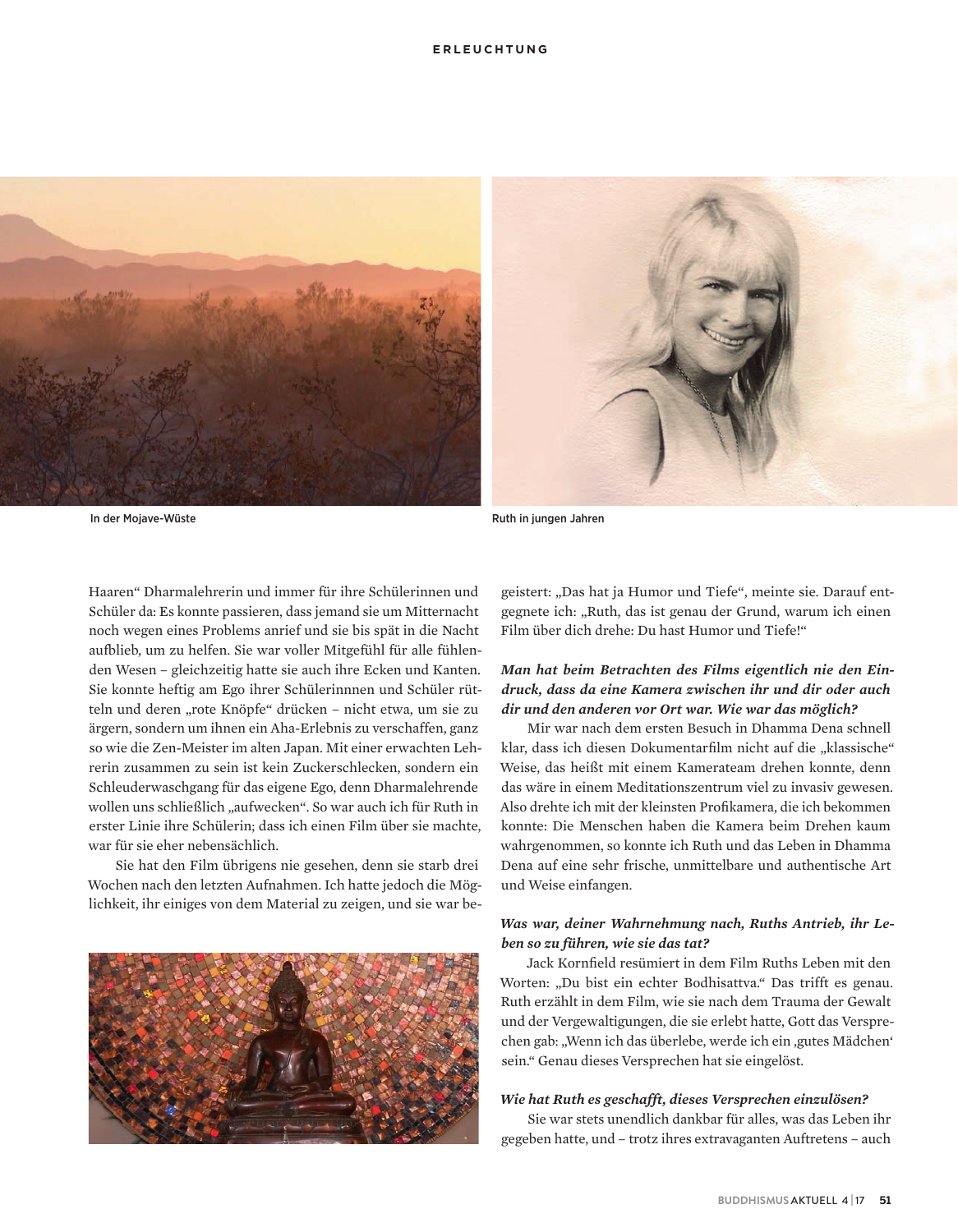In der Mojave-Wüste

Ruth in jungen Jahren

Haaren“ Dharmalehrerin und immer für ihre Schülerinnen und Schüler da: Es konnte passieren, dass jemand sie um Mitternacht noch wegen eines Problems anrief und sie bis spät in die Nacht aufblieb, um zu helfen. Sie war voller Mitgefühl für alle fühlenden Wesen – gleichzeitig hatte sie auch ihre Ecken und Kanten. Sie konnte heftig am Ego ihrer Schülerinnnen und Schüler rütteln und deren „rote Knöpfe“ drücken – nicht etwa, um sie zu ärgern, sondern um ihnen ein Aha-Erlebnis zu verschaffen, ganz so wie die Zen-Meister im alten Japan. Mit einer erwachten Lehrerin zusammen zu sein ist kein Zuckerschlecken, sondern ein Schleuderwaschgang für das eigene Ego, denn Dharmalehrende wollen uns schließlich „aufwecken“. So war auch ich für Ruth in erster Linie ihre Schülerin; dass ich einen Film über sie machte, war für sie eher nebensächlich.

Sie hat den Film übrigens nie gesehen, denn sie starb drei Wochen nach den letzten Aufnahmen. Ich hatte jedoch die Möglichkeit, ihr einiges von dem Material zu zeigen, und sie war begeistert: „Das hat ja Humor und Tiefe“, meinte sie. Darauf entgegnete ich: „Ruth, das ist genau der Grund, warum ich einen Film über dich drehe: Du hast Humor und Tiefe!“

***Man hat beim Betrachten des Films eigentlich nie den Eindruck, dass da eine Kamera zwischen ihr und dir oder auch dir und den anderen vor Ort war. Wie war das möglich?***

Mir war nach dem ersten Besuch in Dhamma Dena schnell klar, dass ich diesen Dokumentarfilm nicht auf die „klassische“ Weise, das heißt mit einem Kamerateam drehen konnte, denn das wäre in einem Meditationszentrum viel zu invasiv gewesen. Also drehte ich mit der kleinsten Profikamera, die ich bekommen konnte: Die Menschen haben die Kamera beim Drehen kaum wahrgenommen, so konnte ich Ruth und das Leben in Dhamma Dena auf eine sehr frische, unmittelbare und authentische Art und Weise einfangen.

***Was war, deiner Wahrnehmung nach, Ruths Antrieb, ihr Leben so zu führen, wie sie das tat?***

Jack Kornfield resümiert in dem Film Ruths Leben mit den Worten: „Du bist ein echter Bodhisattva.“ Das trifft es genau. Ruth erzählt in dem Film, wie sie nach dem Trauma der Gewalt und der Vergewaltigungen, die sie erlebt hatte, Gott das Versprechen gab: „Wenn ich das überlebe, werde ich ein ‚gutes Mädchen‘ sein.“ Genau dieses Versprechen hat sie eingelöst.

***Wie hat Ruth es geschafft, dieses Versprechen einzulösen?***

Sie war stets unendlich dankbar für alles, was das Leben ihr gegeben hatte, und – trotz ihres extravaganten Auftretens – auch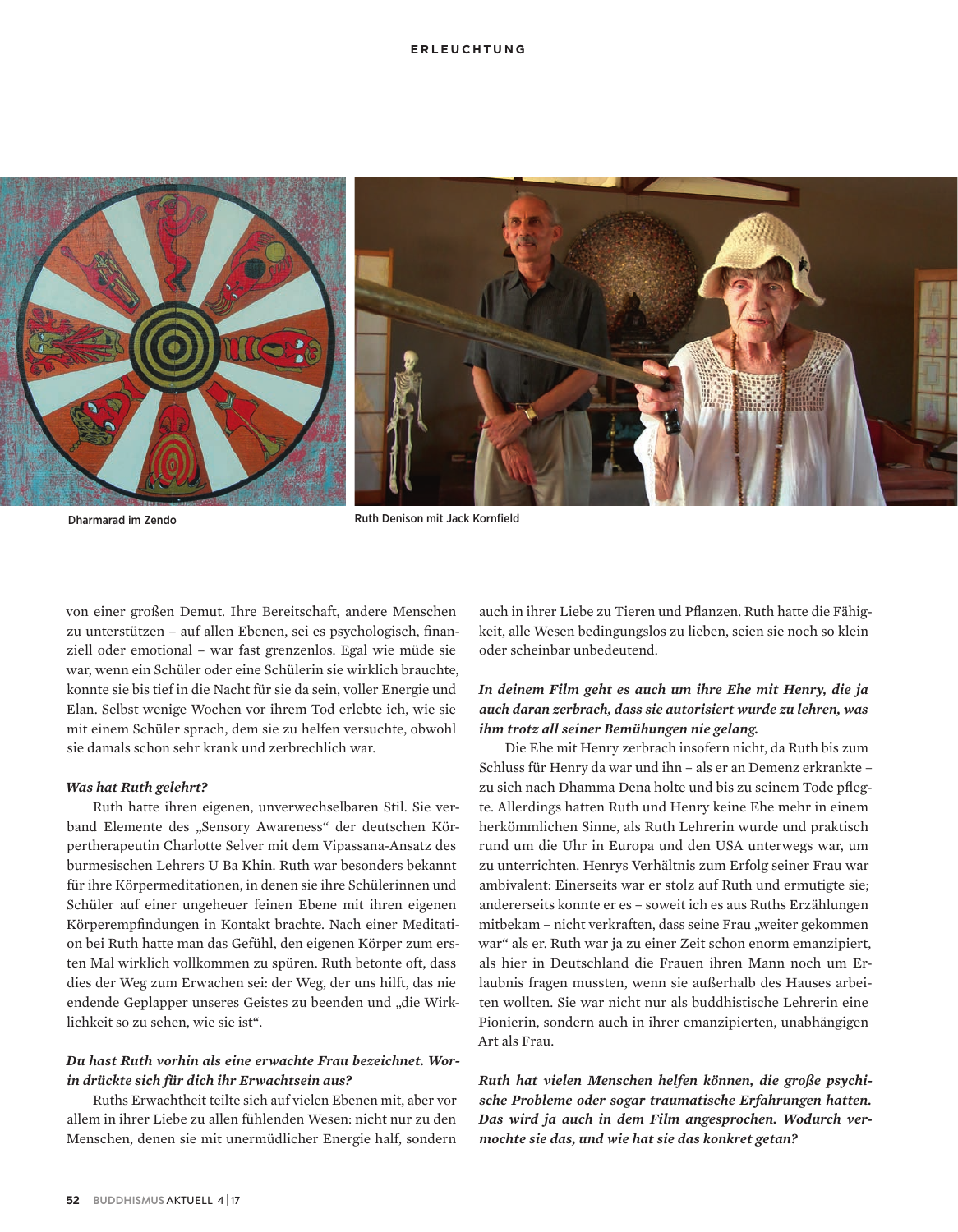Dharmarad im Zendo

Ruth Denison mit Jack Kornfield

von einer großen Demut. Ihre Bereitschaft, andere Menschen zu unterstützen – auf allen Ebenen, sei es psychologisch, finanziell oder emotional – war fast grenzenlos. Egal wie müde sie war, wenn ein Schüler oder eine Schülerin sie wirklich brauchte, konnte sie bis tief in die Nacht für sie da sein, voller Energie und Elan. Selbst wenige Wochen vor ihrem Tod erlebte ich, wie sie mit einem Schüler sprach, dem sie zu helfen versuchte, obwohl sie damals schon sehr krank und zerbrechlich war.

***Was hat Ruth gelehrt?***

Ruth hatte ihren eigenen, unverwechselbaren Stil. Sie verband Elemente des „Sensory Awareness" der deutschen Körpertherapeutin Charlotte Selver mit dem Vipassana-Ansatz des burmesischen Lehrers U Ba Khin. Ruth war besonders bekannt für ihre Körpermeditationen, in denen sie ihre Schülerinnen und Schüler auf einer ungeheuer feinen Ebene mit ihren eigenen Körperempfindungen in Kontakt brachte. Nach einer Meditation bei Ruth hatte man das Gefühl, den eigenen Körper zum ersten Mal wirklich vollkommen zu spüren. Ruth betonte oft, dass dies der Weg zum Erwachen sei: der Weg, der uns hilft, das nie endende Geplapper unseres Geistes zu beenden und „die Wirklichkeit so zu sehen, wie sie ist".

***Du hast Ruth vorhin als eine erwachte Frau bezeichnet. Worin drückte sich für dich ihr Erwachtsein aus?***

Ruths Erwachtheit teilte sich auf vielen Ebenen mit, aber vor allem in ihrer Liebe zu allen fühlenden Wesen: nicht nur zu den Menschen, denen sie mit unermüdlicher Energie half, sondern auch in ihrer Liebe zu Tieren und Pflanzen. Ruth hatte die Fähigkeit, alle Wesen bedingungslos zu lieben, seien sie noch so klein oder scheinbar unbedeutend.

***In deinem Film geht es auch um ihre Ehe mit Henry, die ja auch daran zerbrach, dass sie autorisiert wurde zu lehren, was ihm trotz all seiner Bemühungen nie gelang.***

Die Ehe mit Henry zerbrach insofern nicht, da Ruth bis zum Schluss für Henry da war und ihn – als er an Demenz erkrankte – zu sich nach Dhamma Dena holte und bis zu seinem Tode pflegte. Allerdings hatten Ruth und Henry keine Ehe mehr in einem herkömmlichen Sinne, als Ruth Lehrerin wurde und praktisch rund um die Uhr in Europa und den USA unterwegs war, um zu unterrichten. Henrys Verhältnis zum Erfolg seiner Frau war ambivalent: Einerseits war er stolz auf Ruth und ermutigte sie; andererseits konnte er es – soweit ich es aus Ruths Erzählungen mitbekam – nicht verkraften, dass seine Frau „weiter gekommen war" als er. Ruth war ja zu einer Zeit schon enorm emanzipiert, als hier in Deutschland die Frauen ihren Mann noch um Erlaubnis fragen mussten, wenn sie außerhalb des Hauses arbeiten wollten. Sie war nicht nur als buddhistische Lehrerin eine Pionierin, sondern auch in ihrer emanzipierten, unabhängigen Art als Frau.

***Ruth hat vielen Menschen helfen können, die große psychische Probleme oder sogar traumatische Erfahrungen hatten. Das wird ja auch in dem Film angesprochen. Wodurch vermochte sie das, und wie hat sie das konkret getan?***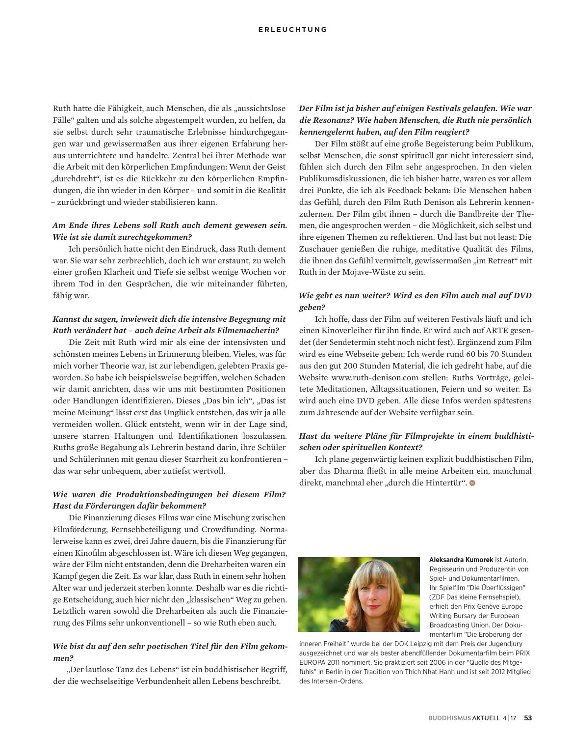Ruth hatte die Fähigkeit, auch Menschen, die als „aussichtslose Fälle" galten und als solche abgestempelt wurden, zu helfen, da sie selbst durch sehr traumatische Erlebnisse hindurchgegangen war und gewissermaßen aus ihrer eigenen Erfahrung heraus unterrichtete und handelte. Zentral bei ihrer Methode war die Arbeit mit den körperlichen Empfindungen: Wenn der Geist „durchdreht", ist es die Rückkehr zu den körperlichen Empfindungen, die ihn wieder in den Körper – und somit in die Realität – zurückbringt und wieder stabilisieren kann.

***Am Ende ihres Lebens soll Ruth auch dement gewesen sein. Wie ist sie damit zurechtgekommen?***

Ich persönlich hatte nicht den Eindruck, dass Ruth dement war. Sie war sehr zerbrechlich, doch ich war erstaunt, zu welch einer großen Klarheit und Tiefe sie selbst wenige Wochen vor ihrem Tod in den Gesprächen, die wir miteinander führten, fähig war.

***Kannst du sagen, inwieweit dich die intensive Begegnung mit Ruth verändert hat – auch deine Arbeit als Filmemacherin?***

Die Zeit mit Ruth wird mir als eine der intensivsten und schönsten meines Lebens in Erinnerung bleiben. Vieles, was für mich vorher Theorie war, ist zur lebendigen, gelebten Praxis geworden. So habe ich beispielsweise begriffen, welchen Schaden wir damit anrichten, dass wir uns mit bestimmten Positionen oder Handlungen identifizieren. Dieses „Das bin ich", „Das ist meine Meinung" lässt erst das Unglück entstehen, das wir ja alle vermeiden wollen. Glück entsteht, wenn wir in der Lage sind, unsere starren Haltungen und Identifikationen loszulassen. Ruths große Begabung als Lehrerin bestand darin, ihre Schüler und Schülerinnen mit genau dieser Starrheit zu konfrontieren – das war sehr unbequem, aber zutiefst wertvoll.

***Wie waren die Produktionsbedingungen bei diesem Film? Hast du Förderungen dafür bekommen?***

Die Finanzierung dieses Films war eine Mischung zwischen Filmförderung, Fernsehbeteiligung und Crowdfunding. Normalerweise kann es zwei, drei Jahre dauern, bis die Finanzierung für einen Kinofilm abgeschlossen ist. Wäre ich diesen Weg gegangen, wäre der Film nicht entstanden, denn die Dreharbeiten waren ein Kampf gegen die Zeit. Es war klar, dass Ruth in einem sehr hohen Alter war und jederzeit sterben konnte. Deshalb war es die richtige Entscheidung, auch hier nicht den „klassischen" Weg zu gehen. Letztlich waren sowohl die Dreharbeiten als auch die Finanzierung des Films sehr unkonventionell – so wie Ruth eben auch.

***Wie bist du auf den sehr poetischen Titel für den Film gekommen?***

„Der lautlose Tanz des Lebens" ist ein buddhistischer Begriff, der die wechselseitige Verbundenheit allen Lebens beschreibt.

***Der Film ist ja bisher auf einigen Festivals gelaufen. Wie war die Resonanz? Wie haben Menschen, die Ruth nie persönlich kennengelernt haben, auf den Film reagiert?***

Der Film stößt auf eine große Begeisterung beim Publikum, selbst Menschen, die sonst spirituell gar nicht interessiert sind, fühlen sich durch den Film sehr angesprochen. In den vielen Publikumsdiskussionen, die ich bisher hatte, waren es vor allem drei Punkte, die ich als Feedback bekam: Die Menschen haben das Gefühl, durch den Film Ruth Denison als Lehrerin kennenzulernen. Der Film gibt ihnen – durch die Bandbreite der Themen, die angesprochen werden – die Möglichkeit, sich selbst und ihre eigenen Themen zu reflektieren. Und last but not least: Die Zuschauer genießen die ruhige, meditative Qualität des Films, die ihnen das Gefühl vermittelt, gewissermaßen „im Retreat" mit Ruth in der Mojave-Wüste zu sein.

***Wie geht es nun weiter? Wird es den Film auch mal auf DVD geben?***

Ich hoffe, dass der Film auf weiteren Festivals läuft und ich einen Kinoverleiher für ihn finde. Er wird auch auf ARTE gesendet (der Sendetermin steht noch nicht fest). Ergänzend zum Film wird es eine Webseite geben: Ich werde rund 60 bis 70 Stunden aus den gut 200 Stunden Material, die ich gedreht habe, auf die Website www.ruth-denison.com stellen: Ruths Vorträge, geleitete Meditationen, Alltagssituationen, Feiern und so weiter. Es wird auch eine DVD geben. Alle diese Infos werden spätestens zum Jahresende auf der Website verfügbar sein.

***Hast du weitere Pläne für Filmprojekte in einem buddhistischen oder spirituellen Kontext?***

Ich plane gegenwärtig keinen explizit buddhistischen Film, aber das Dharma fließt in alle meine Arbeiten ein, manchmal direkt, manchmal eher „durch die Hintertür".

**Aleksandra Kumorek** ist Autorin, Regisseurin und Produzentin von Spiel- und Dokumentarfilmen. Ihr Spielfilm "Die Überflüssigen" (ZDF Das kleine Fernsehspiel), erhielt den Prix Genève Europe Writing Bursary der European Broadcasting Union. Der Dokumentarfilm "Die Eroberung der inneren Freiheit" wurde bei der DOK Leipzig mit dem Preis der Jugendjury ausgezeichnet und war als bester abendfüllender Dokumentarfilm beim PRIX EUROPA 2011 nominiert. Sie praktiziert seit 2006 in der "Quelle des Mitgefühls" in Berlin in der Tradition von Thich Nhat Hanh und ist seit 2012 Mitglied des Intersein-Ordens.